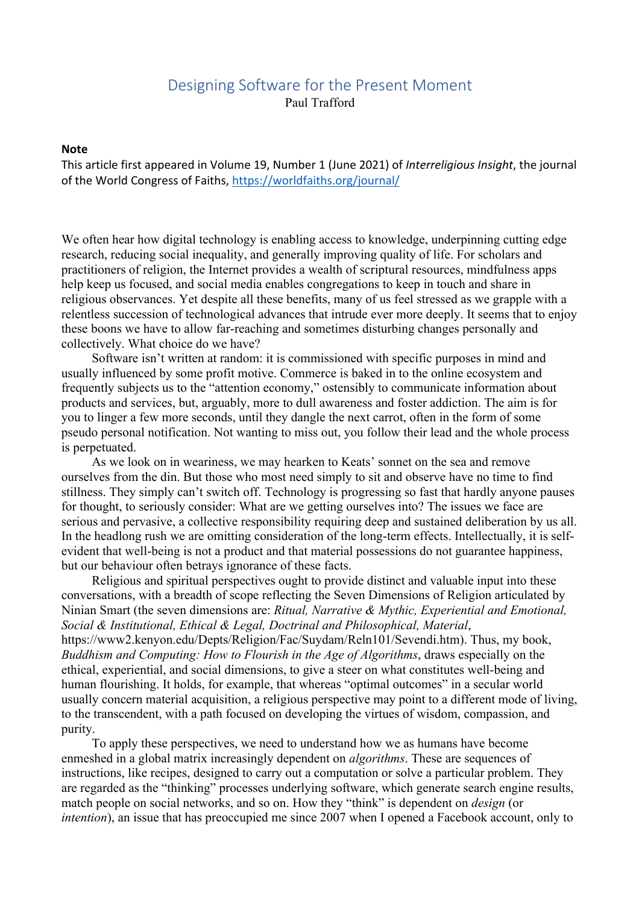# Designing Software for the Present Moment

Paul Trafford

**Note**

This article first appeared in Volume 19, Number 1 (June 2021) of *Interreligious Insight*, the journal of the World Congress of Faiths, https://worldfaiths.org/journal/

We often hear how digital technology is enabling access to knowledge, underpinning cutting edge research, reducing social inequality, and generally improving quality of life. For scholars and practitioners of religion, the Internet provides a wealth of scriptural resources, mindfulness apps help keep us focused, and social media enables congregations to keep in touch and share in religious observances. Yet despite all these benefits, many of us feel stressed as we grapple with a relentless succession of technological advances that intrude ever more deeply. It seems that to enjoy these boons we have to allow far-reaching and sometimes disturbing changes personally and collectively. What choice do we have?

Software isn't written at random: it is commissioned with specific purposes in mind and usually influenced by some profit motive. Commerce is baked in to the online ecosystem and frequently subjects us to the "attention economy," ostensibly to communicate information about products and services, but, arguably, more to dull awareness and foster addiction. The aim is for you to linger a few more seconds, until they dangle the next carrot, often in the form of some pseudo personal notification. Not wanting to miss out, you follow their lead and the whole process is perpetuated.

As we look on in weariness, we may hearken to Keats' sonnet on the sea and remove ourselves from the din. But those who most need simply to sit and observe have no time to find stillness. They simply can't switch off. Technology is progressing so fast that hardly anyone pauses for thought, to seriously consider: What are we getting ourselves into? The issues we face are serious and pervasive, a collective responsibility requiring deep and sustained deliberation by us all. In the headlong rush we are omitting consideration of the long-term effects. Intellectually, it is self-evident that well-being is not a product and that material possessions do not guarantee happiness, but our behaviour often betrays ignorance of these facts.

Religious and spiritual perspectives ought to provide distinct and valuable input into these conversations, with a breadth of scope reflecting the Seven Dimensions of Religion articulated by Ninian Smart (the seven dimensions are: *Ritual, Narrative & Mythic, Experiential and Emotional, Social & Institutional, Ethical & Legal, Doctrinal and Philosophical, Material*, https://www2.kenyon.edu/Depts/Religion/Fac/Suydam/Reln101/Sevendi.htm). Thus, my book, *Buddhism and Computing: How to Flourish in the Age of Algorithms*, draws especially on the ethical, experiential, and social dimensions, to give a steer on what constitutes well-being and human flourishing. It holds, for example, that whereas "optimal outcomes" in a secular world usually concern material acquisition, a religious perspective may point to a different mode of living, to the transcendent, with a path focused on developing the virtues of wisdom, compassion, and purity.

To apply these perspectives, we need to understand how we as humans have become enmeshed in a global matrix increasingly dependent on *algorithms*. These are sequences of instructions, like recipes, designed to carry out a computation or solve a particular problem. They are regarded as the "thinking" processes underlying software, which generate search engine results, match people on social networks, and so on. How they "think" is dependent on *design* (or *intention*), an issue that has preoccupied me since 2007 when I opened a Facebook account, only to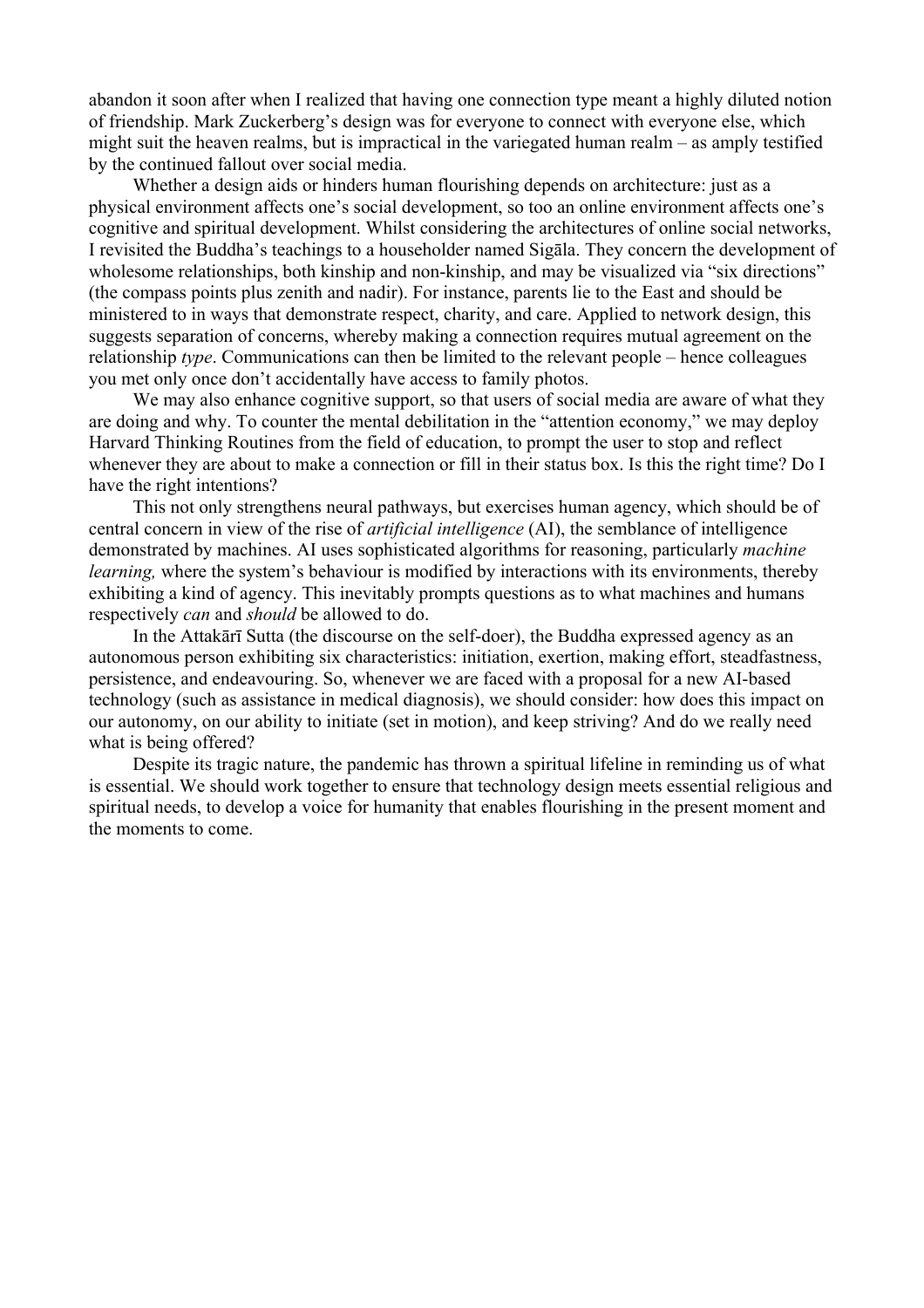abandon it soon after when I realized that having one connection type meant a highly diluted notion of friendship. Mark Zuckerberg's design was for everyone to connect with everyone else, which might suit the heaven realms, but is impractical in the variegated human realm – as amply testified by the continued fallout over social media.

Whether a design aids or hinders human flourishing depends on architecture: just as a physical environment affects one's social development, so too an online environment affects one's cognitive and spiritual development. Whilst considering the architectures of online social networks, I revisited the Buddha's teachings to a householder named Sigāla. They concern the development of wholesome relationships, both kinship and non-kinship, and may be visualized via "six directions" (the compass points plus zenith and nadir). For instance, parents lie to the East and should be ministered to in ways that demonstrate respect, charity, and care. Applied to network design, this suggests separation of concerns, whereby making a connection requires mutual agreement on the relationship *type*. Communications can then be limited to the relevant people – hence colleagues you met only once don't accidentally have access to family photos.

We may also enhance cognitive support, so that users of social media are aware of what they are doing and why. To counter the mental debilitation in the "attention economy," we may deploy Harvard Thinking Routines from the field of education, to prompt the user to stop and reflect whenever they are about to make a connection or fill in their status box. Is this the right time? Do I have the right intentions?

This not only strengthens neural pathways, but exercises human agency, which should be of central concern in view of the rise of *artificial intelligence* (AI), the semblance of intelligence demonstrated by machines. AI uses sophisticated algorithms for reasoning, particularly *machine learning,* where the system's behaviour is modified by interactions with its environments, thereby exhibiting a kind of agency. This inevitably prompts questions as to what machines and humans respectively *can* and *should* be allowed to do.

In the Attakārī Sutta (the discourse on the self-doer), the Buddha expressed agency as an autonomous person exhibiting six characteristics: initiation, exertion, making effort, steadfastness, persistence, and endeavouring. So, whenever we are faced with a proposal for a new AI-based technology (such as assistance in medical diagnosis), we should consider: how does this impact on our autonomy, on our ability to initiate (set in motion), and keep striving? And do we really need what is being offered?

Despite its tragic nature, the pandemic has thrown a spiritual lifeline in reminding us of what is essential. We should work together to ensure that technology design meets essential religious and spiritual needs, to develop a voice for humanity that enables flourishing in the present moment and the moments to come.